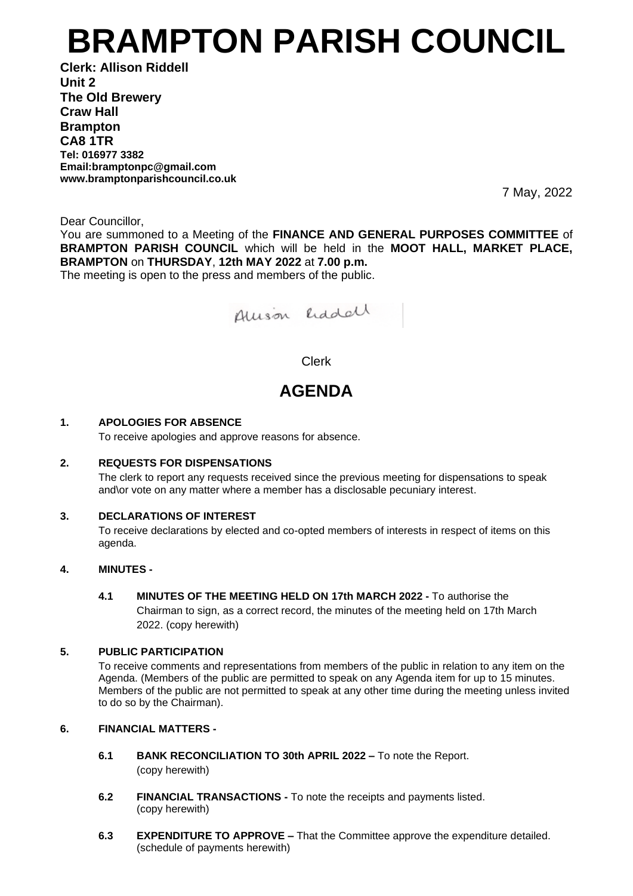# BRAMPTON PARISH COUNCIL

**Clerk: Allison Riddell**
**Unit 2**
**The Old Brewery**
**Craw Hall**
**Brampton**
**CA8 1TR**
**Tel: 016977 3382**
**Email:bramptonpc@gmail.com**
**www.bramptonparishcouncil.co.uk**

7 May, 2022

Dear Councillor,

You are summoned to a Meeting of the **FINANCE AND GENERAL PURPOSES COMMITTEE** of **BRAMPTON PARISH COUNCIL** which will be held in the **MOOT HALL, MARKET PLACE, BRAMPTON** on **THURSDAY**, **12th MAY 2022** at **7.00 p.m.**

The meeting is open to the press and members of the public.

Allison Riddell

Clerk

## AGENDA

**1. APOLOGIES FOR ABSENCE**

To receive apologies and approve reasons for absence.

**2. REQUESTS FOR DISPENSATIONS**

The clerk to report any requests received since the previous meeting for dispensations to speak and\or vote on any matter where a member has a disclosable pecuniary interest.

**3. DECLARATIONS OF INTEREST**

To receive declarations by elected and co-opted members of interests in respect of items on this agenda.

**4. MINUTES -**

**4.1 MINUTES OF THE MEETING HELD ON 17th MARCH 2022 -** To authorise the Chairman to sign, as a correct record, the minutes of the meeting held on 17th March 2022. (copy herewith)

**5. PUBLIC PARTICIPATION**

To receive comments and representations from members of the public in relation to any item on the Agenda. (Members of the public are permitted to speak on any Agenda item for up to 15 minutes. Members of the public are not permitted to speak at any other time during the meeting unless invited to do so by the Chairman).

**6. FINANCIAL MATTERS -**

**6.1 BANK RECONCILIATION TO 30th APRIL 2022 –** To note the Report. (copy herewith)

**6.2 FINANCIAL TRANSACTIONS -** To note the receipts and payments listed. (copy herewith)

**6.3 EXPENDITURE TO APPROVE –** That the Committee approve the expenditure detailed. (schedule of payments herewith)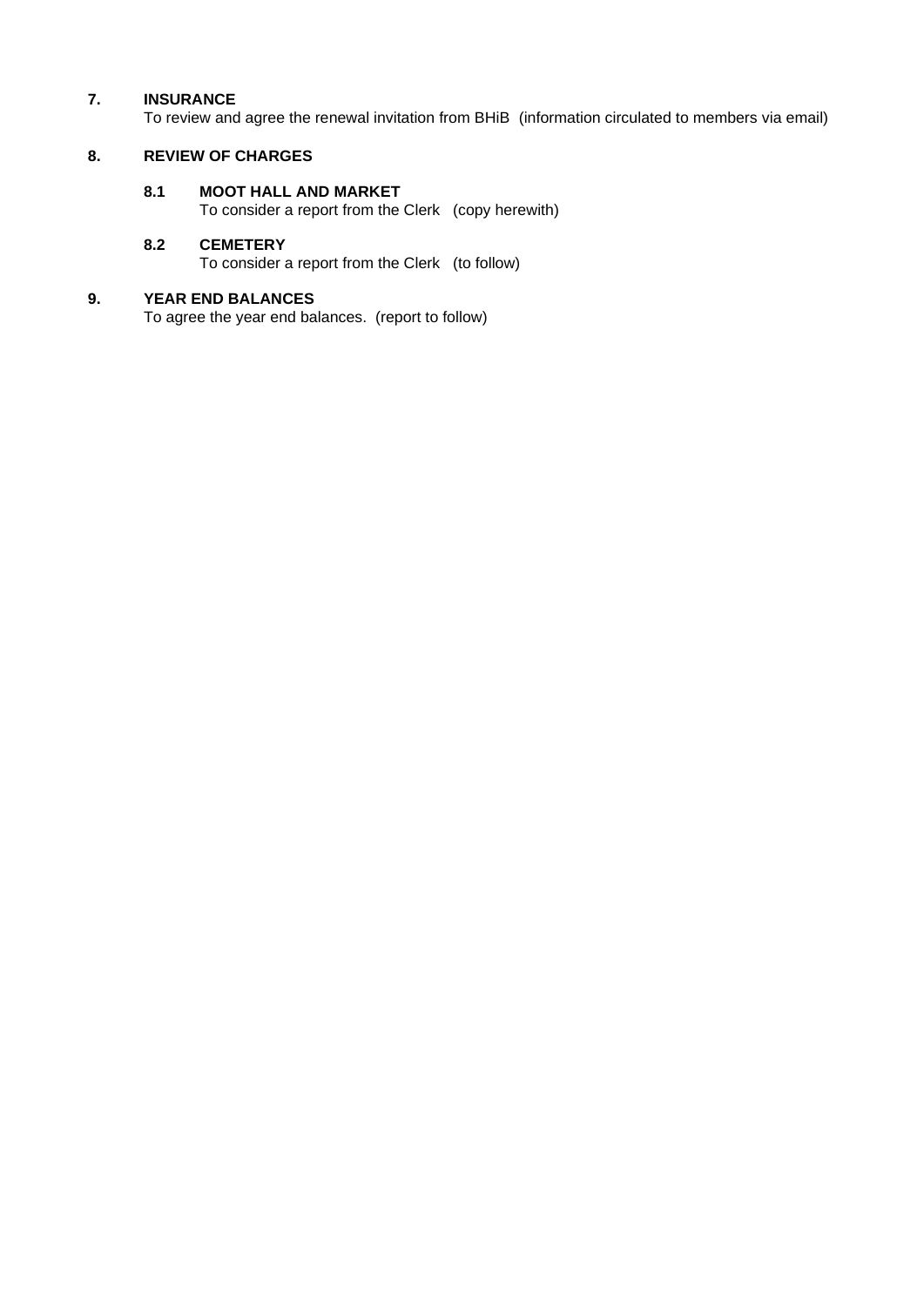**7. INSURANCE**

To review and agree the renewal invitation from BHiB (information circulated to members via email)

**8. REVIEW OF CHARGES**

**8.1 MOOT HALL AND MARKET**

To consider a report from the Clerk (copy herewith)

**8.2 CEMETERY**

To consider a report from the Clerk (to follow)

**9. YEAR END BALANCES**

To agree the year end balances. (report to follow)